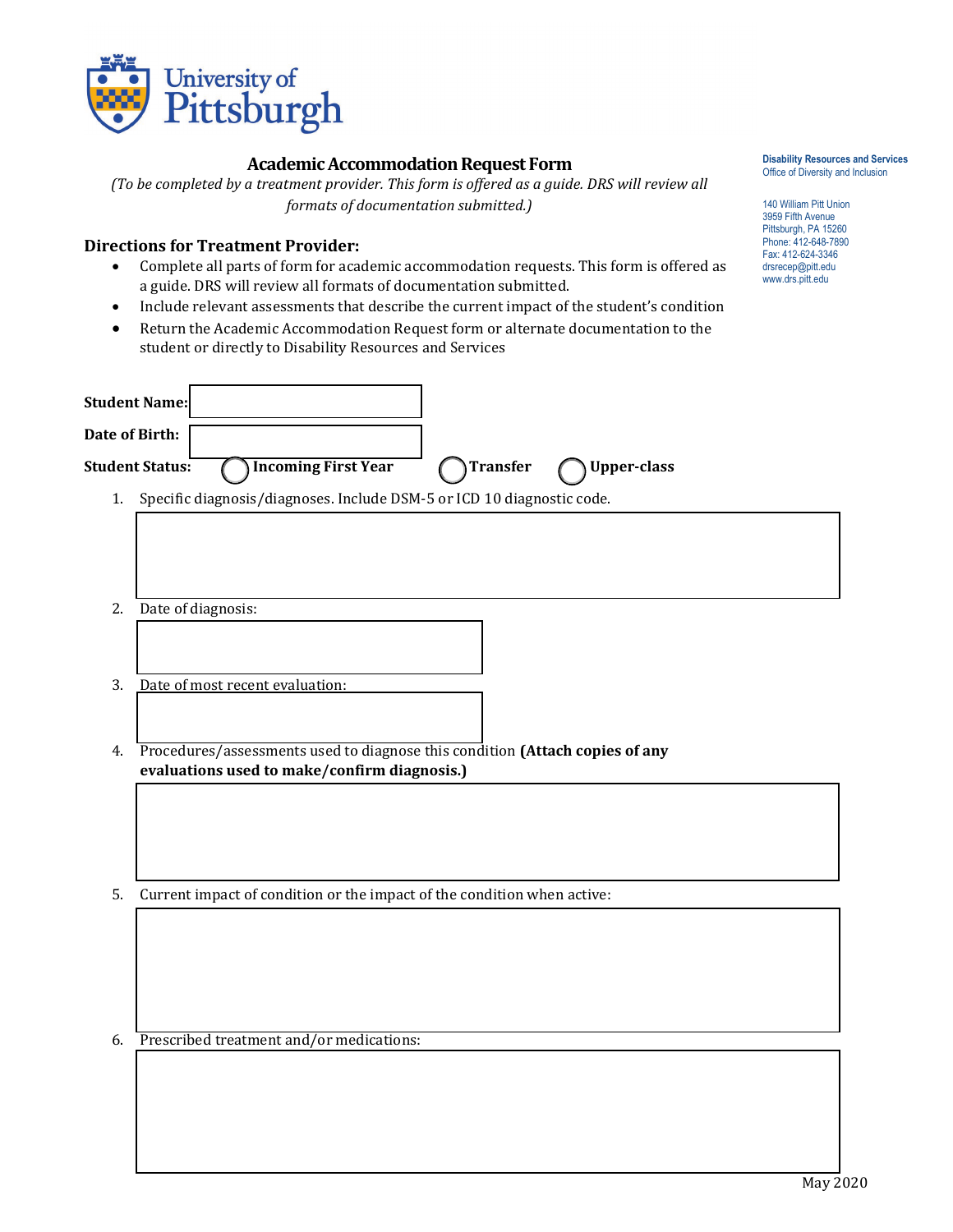University of Pittsburgh

# Academic Accommodation Request Form

*(To be completed by a treatment provider. This form is offered as a guide. DRS will review all formats of documentation submitted.)*

**Disability Resources and Services**
Office of Diversity and Inclusion

140 William Pitt Union
3959 Fifth Avenue
Pittsburgh, PA 15260
Phone: 412-648-7890
Fax: 412-624-3346
drsrecep@pitt.edu
www.drs.pitt.edu

## Directions for Treatment Provider:

- Complete all parts of form for academic accommodation requests. This form is offered as a guide. DRS will review all formats of documentation submitted.
- Include relevant assessments that describe the current impact of the student's condition
- Return the Academic Accommodation Request form or alternate documentation to the student or directly to Disability Resources and Services

**Student Name:** ______________________

**Date of Birth:** ______________________

**Student Status:** ◯ **Incoming First Year** ◯ **Transfer** ◯ **Upper-class**

1. Specific diagnosis/diagnoses. Include DSM-5 or ICD 10 diagnostic code.

2. Date of diagnosis:

3. Date of most recent evaluation:

4. Procedures/assessments used to diagnose this condition **(Attach copies of any evaluations used to make/confirm diagnosis.)**

5. Current impact of condition or the impact of the condition when active:

6. Prescribed treatment and/or medications:

May 2020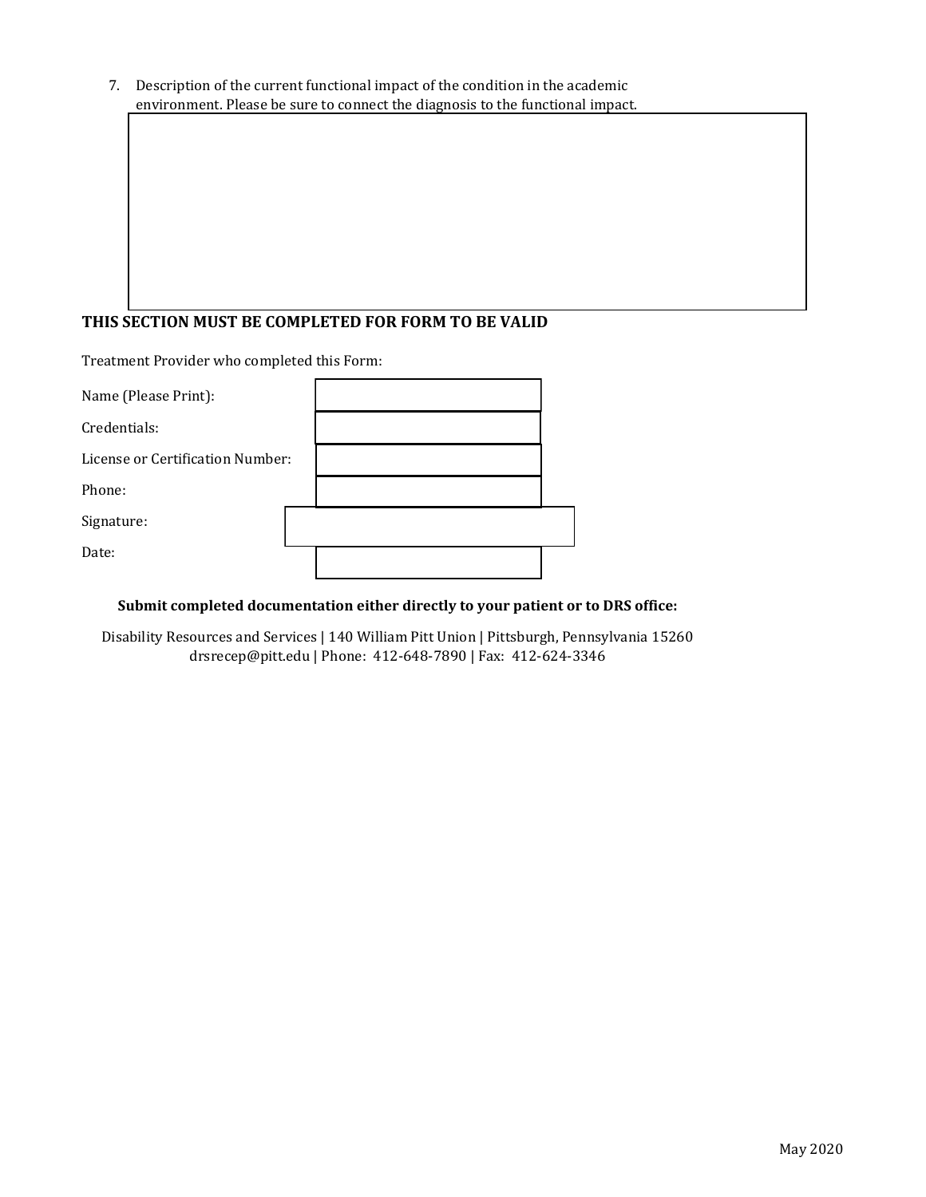7. Description of the current functional impact of the condition in the academic environment. Please be sure to connect the diagnosis to the functional impact.

**THIS SECTION MUST BE COMPLETED FOR FORM TO BE VALID**

Treatment Provider who completed this Form:

Name (Please Print):

Credentials:

License or Certification Number:

Phone:

Signature:

Date:

**Submit completed documentation either directly to your patient or to DRS office:**

Disability Resources and Services | 140 William Pitt Union | Pittsburgh, Pennsylvania 15260
drsrecep@pitt.edu | Phone: 412-648-7890 | Fax: 412-624-3346

May 2020